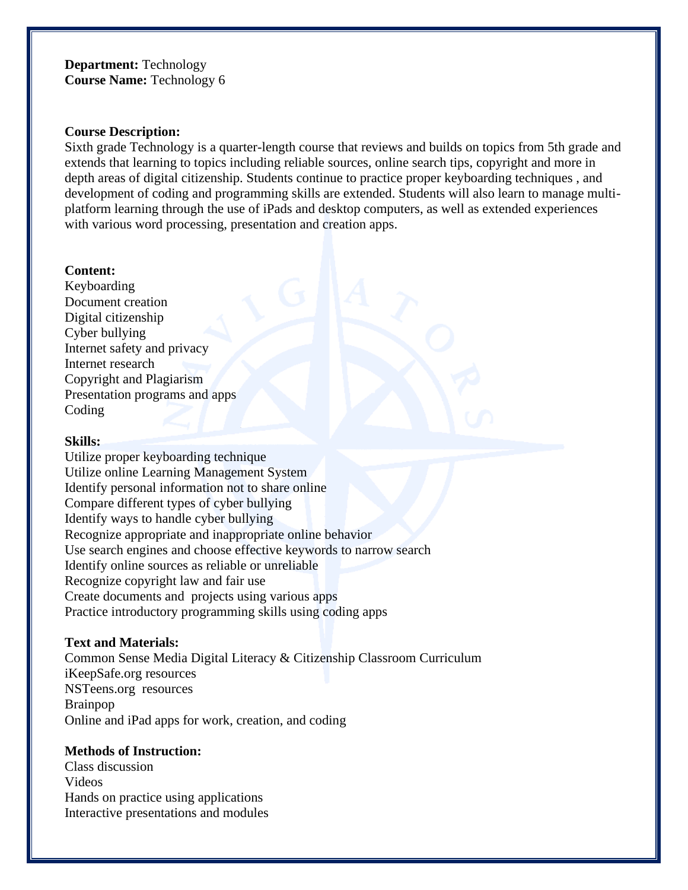**Department:** Technology
**Course Name:** Technology 6

**Course Description:**
Sixth grade Technology is a quarter-length course that reviews and builds on topics from 5th grade and extends that learning to topics including reliable sources, online search tips, copyright and more in depth areas of digital citizenship. Students continue to practice proper keyboarding techniques , and development of coding and programming skills are extended. Students will also learn to manage multi-platform learning through the use of iPads and desktop computers, as well as extended experiences with various word processing, presentation and creation apps.

**Content:**
Keyboarding
Document creation
Digital citizenship
Cyber bullying
Internet safety and privacy
Internet research
Copyright and Plagiarism
Presentation programs and apps
Coding

**Skills:**
Utilize proper keyboarding technique
Utilize online Learning Management System
Identify personal information not to share online
Compare different types of cyber bullying
Identify ways to handle cyber bullying
Recognize appropriate and inappropriate online behavior
Use search engines and choose effective keywords to narrow search
Identify online sources as reliable or unreliable
Recognize copyright law and fair use
Create documents and projects using various apps
Practice introductory programming skills using coding apps

**Text and Materials:**
Common Sense Media Digital Literacy & Citizenship Classroom Curriculum
iKeepSafe.org resources
NSTeens.org resources
Brainpop
Online and iPad apps for work, creation, and coding

**Methods of Instruction:**
Class discussion
Videos
Hands on practice using applications
Interactive presentations and modules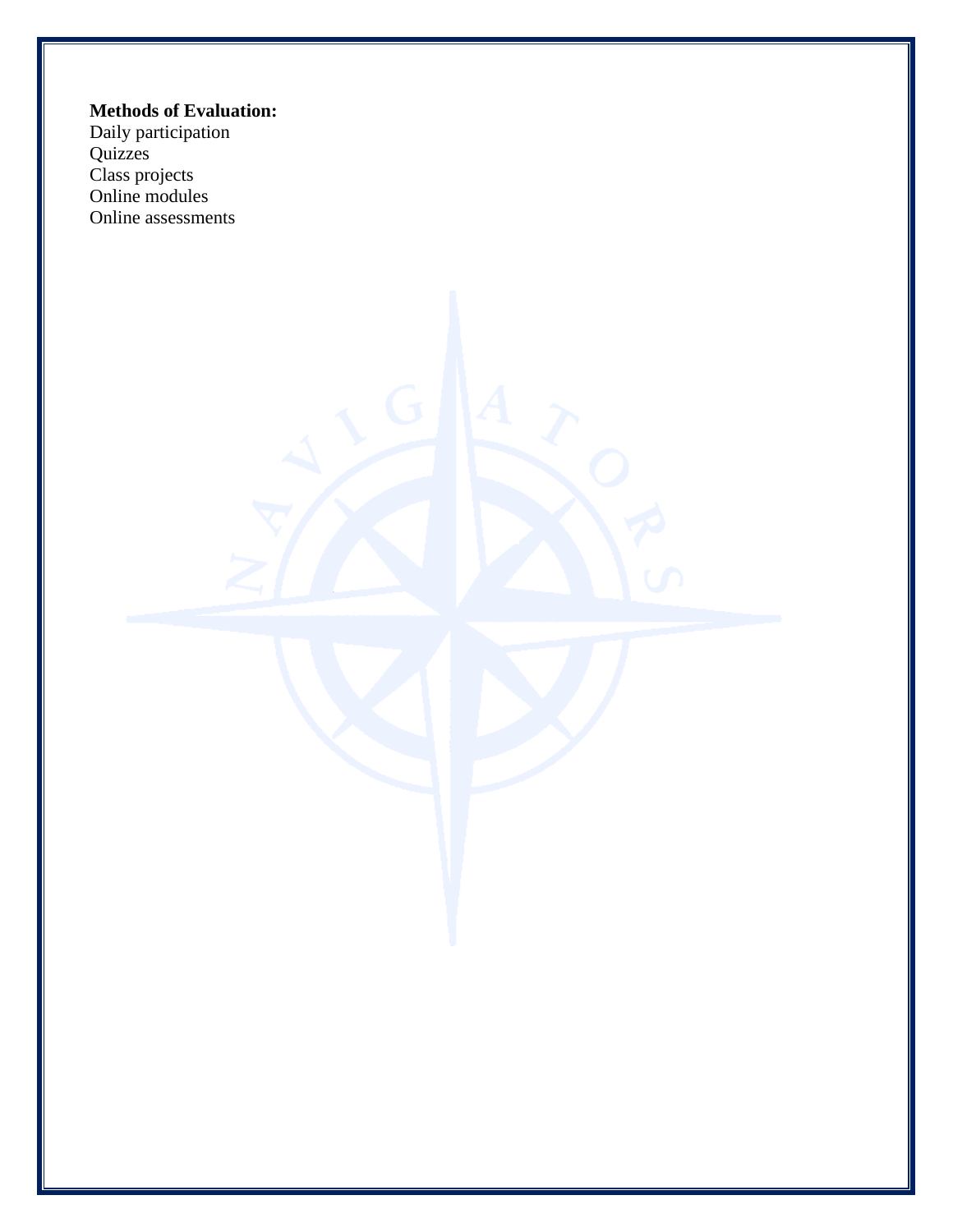**Methods of Evaluation:**
Daily participation
Quizzes
Class projects
Online modules
Online assessments